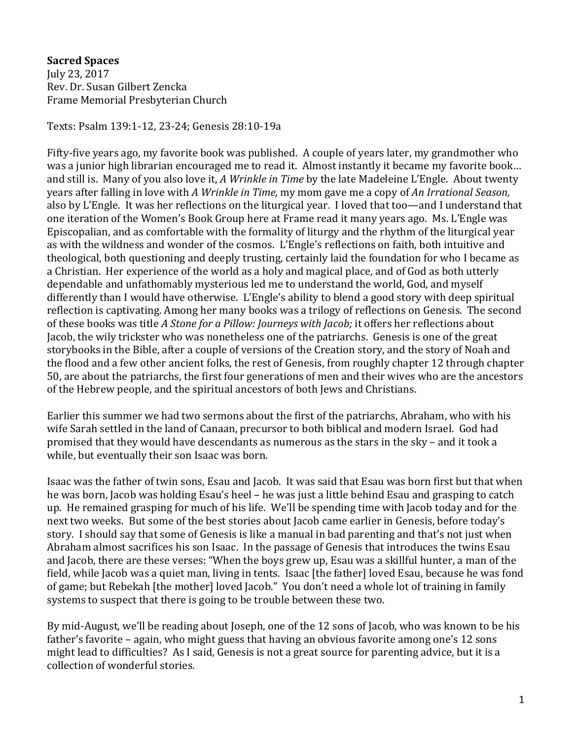**Sacred Spaces**
July 23, 2017
Rev. Dr. Susan Gilbert Zencka
Frame Memorial Presbyterian Church

Texts: Psalm 139:1-12, 23-24; Genesis 28:10-19a

Fifty-five years ago, my favorite book was published. A couple of years later, my grandmother who was a junior high librarian encouraged me to read it. Almost instantly it became my favorite book… and still is. Many of you also love it, *A Wrinkle in Time* by the late Madeleine L'Engle. About twenty years after falling in love with *A Wrinkle in Time,* my mom gave me a copy of *An Irrational Season,* also by L'Engle. It was her reflections on the liturgical year. I loved that too—and I understand that one iteration of the Women's Book Group here at Frame read it many years ago. Ms. L'Engle was Episcopalian, and as comfortable with the formality of liturgy and the rhythm of the liturgical year as with the wildness and wonder of the cosmos. L'Engle's reflections on faith, both intuitive and theological, both questioning and deeply trusting, certainly laid the foundation for who I became as a Christian. Her experience of the world as a holy and magical place, and of God as both utterly dependable and unfathomably mysterious led me to understand the world, God, and myself differently than I would have otherwise. L'Engle's ability to blend a good story with deep spiritual reflection is captivating. Among her many books was a trilogy of reflections on Genesis. The second of these books was title *A Stone for a Pillow: Journeys with Jacob;* it offers her reflections about Jacob, the wily trickster who was nonetheless one of the patriarchs. Genesis is one of the great storybooks in the Bible, after a couple of versions of the Creation story, and the story of Noah and the flood and a few other ancient folks, the rest of Genesis, from roughly chapter 12 through chapter 50, are about the patriarchs, the first four generations of men and their wives who are the ancestors of the Hebrew people, and the spiritual ancestors of both Jews and Christians.

Earlier this summer we had two sermons about the first of the patriarchs, Abraham, who with his wife Sarah settled in the land of Canaan, precursor to both biblical and modern Israel. God had promised that they would have descendants as numerous as the stars in the sky – and it took a while, but eventually their son Isaac was born.

Isaac was the father of twin sons, Esau and Jacob. It was said that Esau was born first but that when he was born, Jacob was holding Esau's heel – he was just a little behind Esau and grasping to catch up. He remained grasping for much of his life. We'll be spending time with Jacob today and for the next two weeks. But some of the best stories about Jacob came earlier in Genesis, before today's story. I should say that some of Genesis is like a manual in bad parenting and that's not just when Abraham almost sacrifices his son Isaac. In the passage of Genesis that introduces the twins Esau and Jacob, there are these verses: "When the boys grew up, Esau was a skillful hunter, a man of the field, while Jacob was a quiet man, living in tents. Isaac [the father] loved Esau, because he was fond of game; but Rebekah [the mother] loved Jacob." You don't need a whole lot of training in family systems to suspect that there is going to be trouble between these two.

By mid-August, we'll be reading about Joseph, one of the 12 sons of Jacob, who was known to be his father's favorite – again, who might guess that having an obvious favorite among one's 12 sons might lead to difficulties? As I said, Genesis is not a great source for parenting advice, but it is a collection of wonderful stories.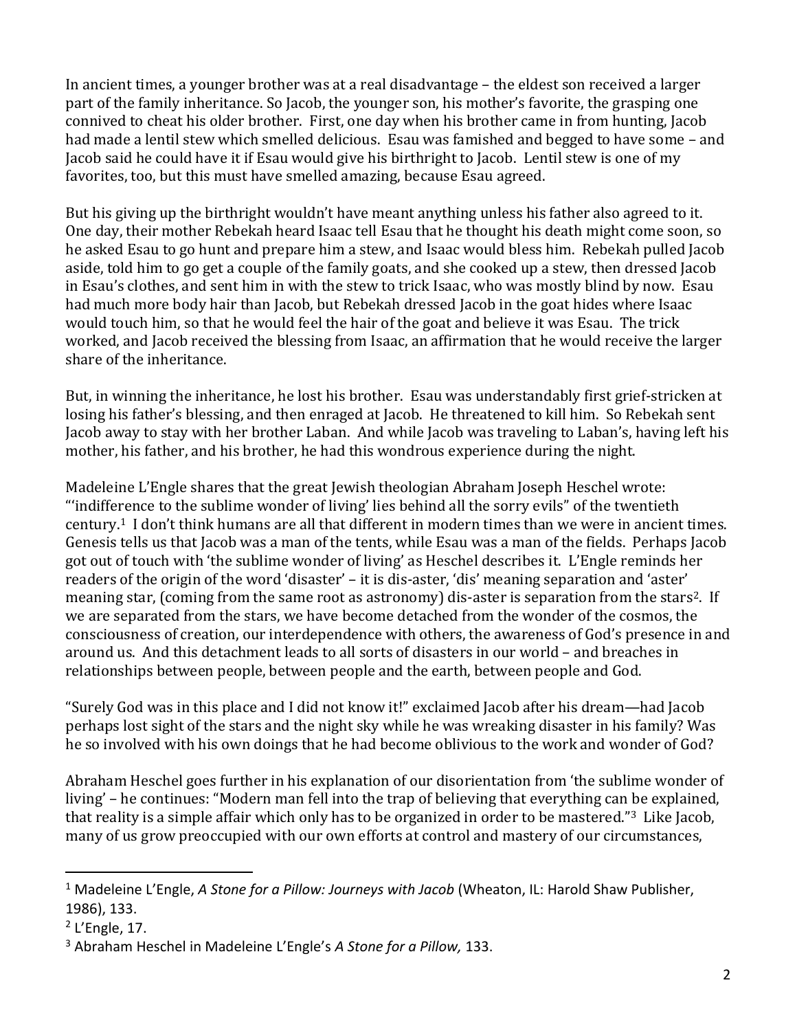In ancient times, a younger brother was at a real disadvantage – the eldest son received a larger part of the family inheritance. So Jacob, the younger son, his mother's favorite, the grasping one connived to cheat his older brother. First, one day when his brother came in from hunting, Jacob had made a lentil stew which smelled delicious. Esau was famished and begged to have some – and Jacob said he could have it if Esau would give his birthright to Jacob. Lentil stew is one of my favorites, too, but this must have smelled amazing, because Esau agreed.

But his giving up the birthright wouldn't have meant anything unless his father also agreed to it. One day, their mother Rebekah heard Isaac tell Esau that he thought his death might come soon, so he asked Esau to go hunt and prepare him a stew, and Isaac would bless him. Rebekah pulled Jacob aside, told him to go get a couple of the family goats, and she cooked up a stew, then dressed Jacob in Esau's clothes, and sent him in with the stew to trick Isaac, who was mostly blind by now. Esau had much more body hair than Jacob, but Rebekah dressed Jacob in the goat hides where Isaac would touch him, so that he would feel the hair of the goat and believe it was Esau. The trick worked, and Jacob received the blessing from Isaac, an affirmation that he would receive the larger share of the inheritance.

But, in winning the inheritance, he lost his brother. Esau was understandably first grief-stricken at losing his father's blessing, and then enraged at Jacob. He threatened to kill him. So Rebekah sent Jacob away to stay with her brother Laban. And while Jacob was traveling to Laban's, having left his mother, his father, and his brother, he had this wondrous experience during the night.

Madeleine L'Engle shares that the great Jewish theologian Abraham Joseph Heschel wrote: "'indifference to the sublime wonder of living' lies behind all the sorry evils" of the twentieth century.[1] I don't think humans are all that different in modern times than we were in ancient times. Genesis tells us that Jacob was a man of the tents, while Esau was a man of the fields. Perhaps Jacob got out of touch with 'the sublime wonder of living' as Heschel describes it. L'Engle reminds her readers of the origin of the word 'disaster' – it is dis-aster, 'dis' meaning separation and 'aster' meaning star, (coming from the same root as astronomy) dis-aster is separation from the stars[2]. If we are separated from the stars, we have become detached from the wonder of the cosmos, the consciousness of creation, our interdependence with others, the awareness of God's presence in and around us. And this detachment leads to all sorts of disasters in our world – and breaches in relationships between people, between people and the earth, between people and God.

"Surely God was in this place and I did not know it!" exclaimed Jacob after his dream—had Jacob perhaps lost sight of the stars and the night sky while he was wreaking disaster in his family? Was he so involved with his own doings that he had become oblivious to the work and wonder of God?

Abraham Heschel goes further in his explanation of our disorientation from 'the sublime wonder of living' – he continues: "Modern man fell into the trap of believing that everything can be explained, that reality is a simple affair which only has to be organized in order to be mastered."[3] Like Jacob, many of us grow preoccupied with our own efforts at control and mastery of our circumstances,

---

[1] Madeleine L'Engle, *A Stone for a Pillow: Journeys with Jacob* (Wheaton, IL: Harold Shaw Publisher, 1986), 133.

[2] L'Engle, 17.

[3] Abraham Heschel in Madeleine L'Engle's *A Stone for a Pillow,* 133.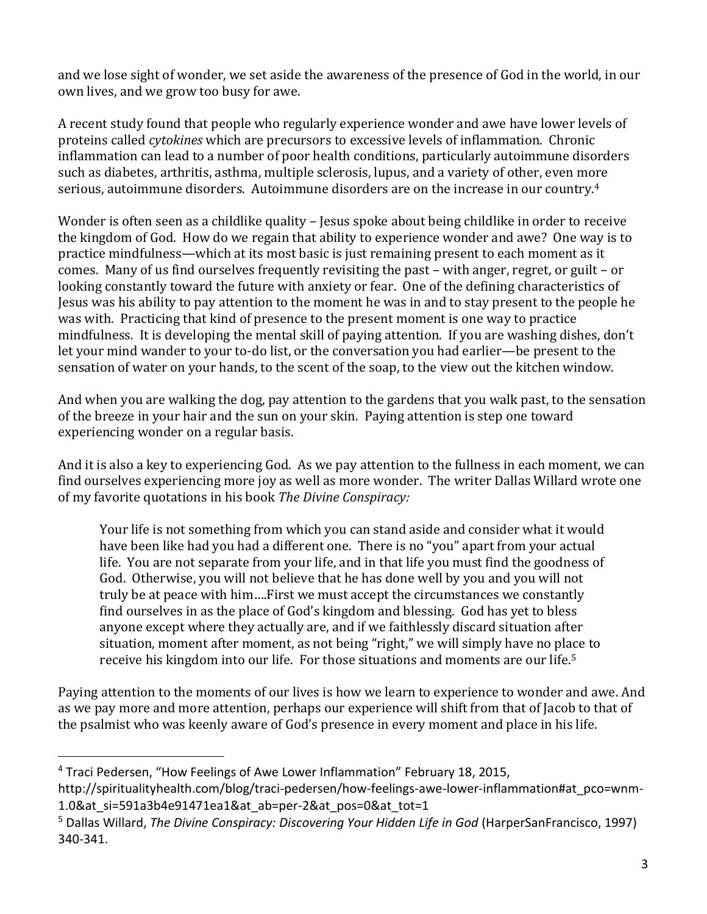and we lose sight of wonder, we set aside the awareness of the presence of God in the world, in our own lives, and we grow too busy for awe.

A recent study found that people who regularly experience wonder and awe have lower levels of proteins called *cytokines* which are precursors to excessive levels of inflammation. Chronic inflammation can lead to a number of poor health conditions, particularly autoimmune disorders such as diabetes, arthritis, asthma, multiple sclerosis, lupus, and a variety of other, even more serious, autoimmune disorders. Autoimmune disorders are on the increase in our country.[4]

Wonder is often seen as a childlike quality – Jesus spoke about being childlike in order to receive the kingdom of God. How do we regain that ability to experience wonder and awe? One way is to practice mindfulness—which at its most basic is just remaining present to each moment as it comes. Many of us find ourselves frequently revisiting the past – with anger, regret, or guilt – or looking constantly toward the future with anxiety or fear. One of the defining characteristics of Jesus was his ability to pay attention to the moment he was in and to stay present to the people he was with. Practicing that kind of presence to the present moment is one way to practice mindfulness. It is developing the mental skill of paying attention. If you are washing dishes, don't let your mind wander to your to-do list, or the conversation you had earlier—be present to the sensation of water on your hands, to the scent of the soap, to the view out the kitchen window.

And when you are walking the dog, pay attention to the gardens that you walk past, to the sensation of the breeze in your hair and the sun on your skin. Paying attention is step one toward experiencing wonder on a regular basis.

And it is also a key to experiencing God. As we pay attention to the fullness in each moment, we can find ourselves experiencing more joy as well as more wonder. The writer Dallas Willard wrote one of my favorite quotations in his book *The Divine Conspiracy:*

> Your life is not something from which you can stand aside and consider what it would have been like had you had a different one. There is no "you" apart from your actual life. You are not separate from your life, and in that life you must find the goodness of God. Otherwise, you will not believe that he has done well by you and you will not truly be at peace with him….First we must accept the circumstances we constantly find ourselves in as the place of God's kingdom and blessing. God has yet to bless anyone except where they actually are, and if we faithlessly discard situation after situation, moment after moment, as not being "right," we will simply have no place to receive his kingdom into our life. For those situations and moments are our life.[5]

Paying attention to the moments of our lives is how we learn to experience to wonder and awe. And as we pay more and more attention, perhaps our experience will shift from that of Jacob to that of the psalmist who was keenly aware of God's presence in every moment and place in his life.

---

[4] Traci Pedersen, "How Feelings of Awe Lower Inflammation" February 18, 2015, http://spiritualityhealth.com/blog/traci-pedersen/how-feelings-awe-lower-inflammation#at_pco=wnm-1.0&at_si=591a3b4e91471ea1&at_ab=per-2&at_pos=0&at_tot=1

[5] Dallas Willard, *The Divine Conspiracy: Discovering Your Hidden Life in God* (HarperSanFrancisco, 1997) 340-341.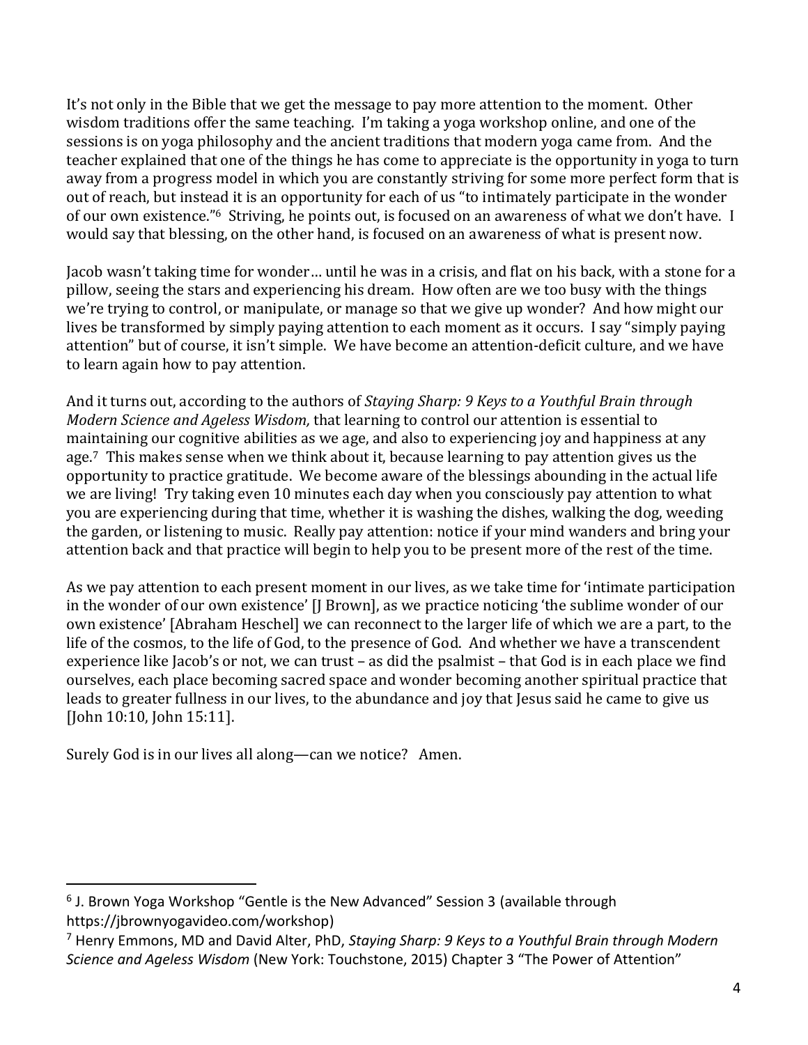It's not only in the Bible that we get the message to pay more attention to the moment. Other wisdom traditions offer the same teaching. I'm taking a yoga workshop online, and one of the sessions is on yoga philosophy and the ancient traditions that modern yoga came from. And the teacher explained that one of the things he has come to appreciate is the opportunity in yoga to turn away from a progress model in which you are constantly striving for some more perfect form that is out of reach, but instead it is an opportunity for each of us "to intimately participate in the wonder of our own existence."[6] Striving, he points out, is focused on an awareness of what we don't have. I would say that blessing, on the other hand, is focused on an awareness of what is present now.

Jacob wasn't taking time for wonder… until he was in a crisis, and flat on his back, with a stone for a pillow, seeing the stars and experiencing his dream. How often are we too busy with the things we're trying to control, or manipulate, or manage so that we give up wonder? And how might our lives be transformed by simply paying attention to each moment as it occurs. I say "simply paying attention" but of course, it isn't simple. We have become an attention-deficit culture, and we have to learn again how to pay attention.

And it turns out, according to the authors of *Staying Sharp: 9 Keys to a Youthful Brain through Modern Science and Ageless Wisdom,* that learning to control our attention is essential to maintaining our cognitive abilities as we age, and also to experiencing joy and happiness at any age.[7] This makes sense when we think about it, because learning to pay attention gives us the opportunity to practice gratitude. We become aware of the blessings abounding in the actual life we are living! Try taking even 10 minutes each day when you consciously pay attention to what you are experiencing during that time, whether it is washing the dishes, walking the dog, weeding the garden, or listening to music. Really pay attention: notice if your mind wanders and bring your attention back and that practice will begin to help you to be present more of the rest of the time.

As we pay attention to each present moment in our lives, as we take time for 'intimate participation in the wonder of our own existence' [J Brown], as we practice noticing 'the sublime wonder of our own existence' [Abraham Heschel] we can reconnect to the larger life of which we are a part, to the life of the cosmos, to the life of God, to the presence of God. And whether we have a transcendent experience like Jacob's or not, we can trust – as did the psalmist – that God is in each place we find ourselves, each place becoming sacred space and wonder becoming another spiritual practice that leads to greater fullness in our lives, to the abundance and joy that Jesus said he came to give us [John 10:10, John 15:11].

Surely God is in our lives all along—can we notice? Amen.

---

[6] J. Brown Yoga Workshop "Gentle is the New Advanced" Session 3 (available through https://jbrownyogavideo.com/workshop)

[7] Henry Emmons, MD and David Alter, PhD, *Staying Sharp: 9 Keys to a Youthful Brain through Modern Science and Ageless Wisdom* (New York: Touchstone, 2015) Chapter 3 "The Power of Attention"